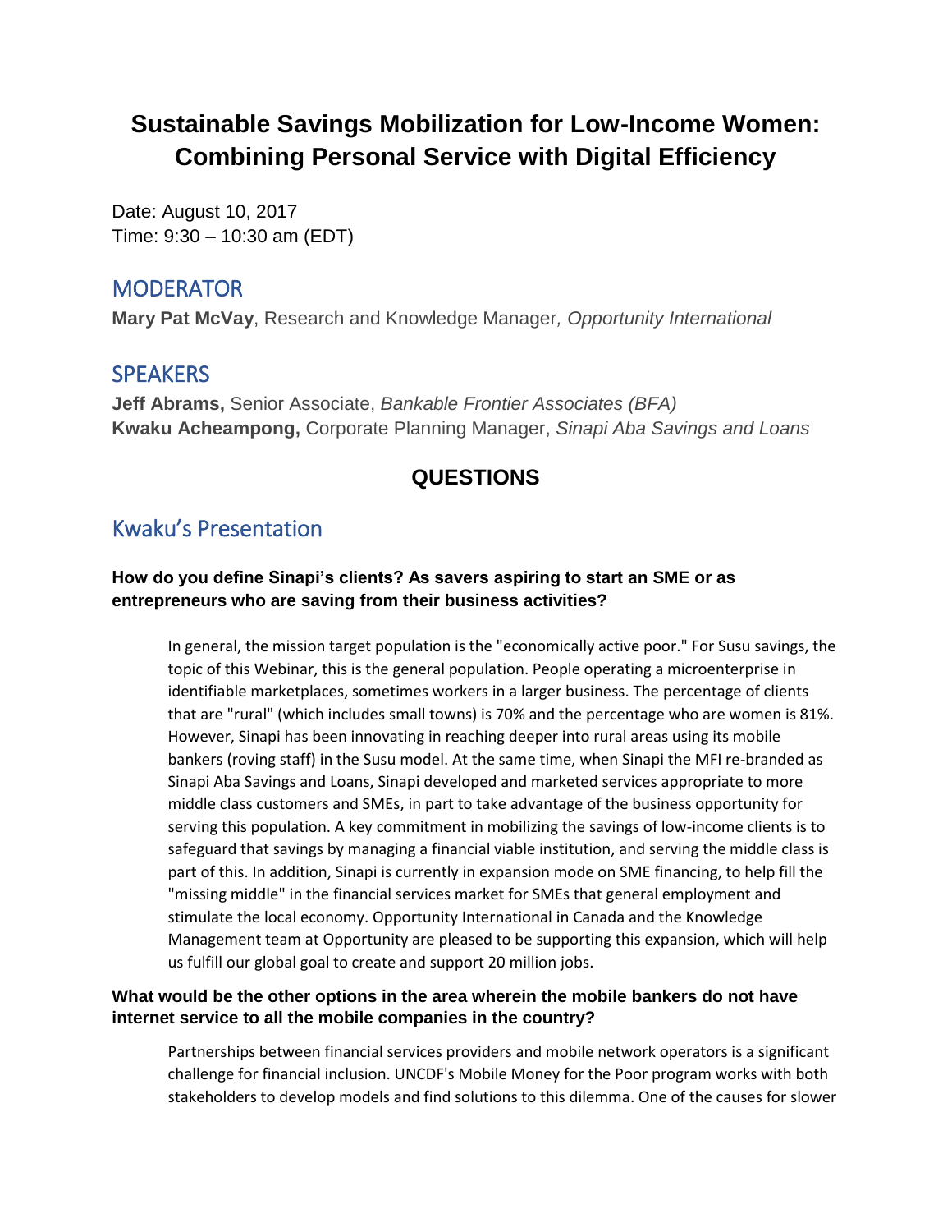# Sustainable Savings Mobilization for Low-Income Women: Combining Personal Service with Digital Efficiency

Date: August 10, 2017
Time: 9:30 – 10:30 am (EDT)

## MODERATOR

**Mary Pat McVay**, Research and Knowledge Manager, *Opportunity International*

## SPEAKERS

**Jeff Abrams,** Senior Associate, *Bankable Frontier Associates (BFA)*
**Kwaku Acheampong,** Corporate Planning Manager, *Sinapi Aba Savings and Loans*

## QUESTIONS

## Kwaku's Presentation

**How do you define Sinapi's clients? As savers aspiring to start an SME or as entrepreneurs who are saving from their business activities?**

In general, the mission target population is the "economically active poor." For Susu savings, the topic of this Webinar, this is the general population. People operating a microenterprise in identifiable marketplaces, sometimes workers in a larger business. The percentage of clients that are "rural" (which includes small towns) is 70% and the percentage who are women is 81%. However, Sinapi has been innovating in reaching deeper into rural areas using its mobile bankers (roving staff) in the Susu model. At the same time, when Sinapi the MFI re-branded as Sinapi Aba Savings and Loans, Sinapi developed and marketed services appropriate to more middle class customers and SMEs, in part to take advantage of the business opportunity for serving this population. A key commitment in mobilizing the savings of low-income clients is to safeguard that savings by managing a financial viable institution, and serving the middle class is part of this. In addition, Sinapi is currently in expansion mode on SME financing, to help fill the "missing middle" in the financial services market for SMEs that general employment and stimulate the local economy. Opportunity International in Canada and the Knowledge Management team at Opportunity are pleased to be supporting this expansion, which will help us fulfill our global goal to create and support 20 million jobs.

**What would be the other options in the area wherein the mobile bankers do not have internet service to all the mobile companies in the country?**

Partnerships between financial services providers and mobile network operators is a significant challenge for financial inclusion. UNCDF's Mobile Money for the Poor program works with both stakeholders to develop models and find solutions to this dilemma. One of the causes for slower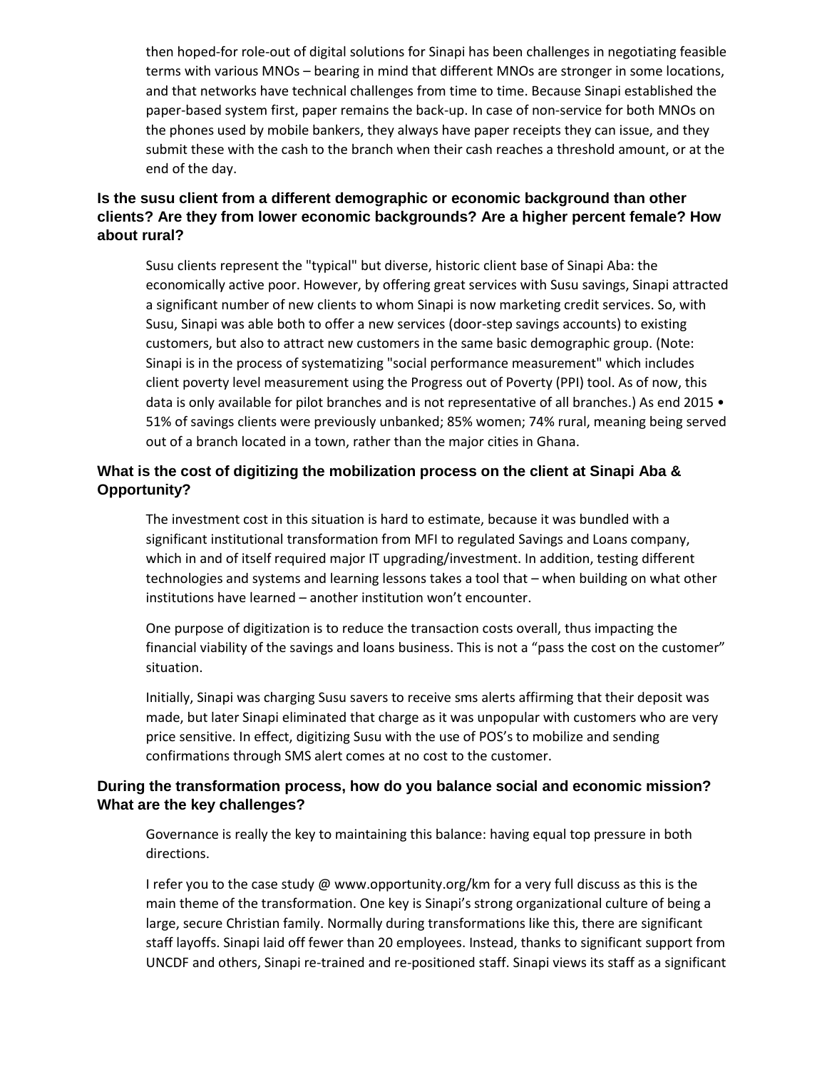then hoped-for role-out of digital solutions for Sinapi has been challenges in negotiating feasible terms with various MNOs – bearing in mind that different MNOs are stronger in some locations, and that networks have technical challenges from time to time. Because Sinapi established the paper-based system first, paper remains the back-up. In case of non-service for both MNOs on the phones used by mobile bankers, they always have paper receipts they can issue, and they submit these with the cash to the branch when their cash reaches a threshold amount, or at the end of the day.

### Is the susu client from a different demographic or economic background than other clients? Are they from lower economic backgrounds? Are a higher percent female? How about rural?

Susu clients represent the "typical" but diverse, historic client base of Sinapi Aba: the economically active poor. However, by offering great services with Susu savings, Sinapi attracted a significant number of new clients to whom Sinapi is now marketing credit services. So, with Susu, Sinapi was able both to offer a new services (door-step savings accounts) to existing customers, but also to attract new customers in the same basic demographic group. (Note: Sinapi is in the process of systematizing "social performance measurement" which includes client poverty level measurement using the Progress out of Poverty (PPI) tool. As of now, this data is only available for pilot branches and is not representative of all branches.) As end 2015 • 51% of savings clients were previously unbanked; 85% women; 74% rural, meaning being served out of a branch located in a town, rather than the major cities in Ghana.

### What is the cost of digitizing the mobilization process on the client at Sinapi Aba & Opportunity?

The investment cost in this situation is hard to estimate, because it was bundled with a significant institutional transformation from MFI to regulated Savings and Loans company, which in and of itself required major IT upgrading/investment. In addition, testing different technologies and systems and learning lessons takes a tool that – when building on what other institutions have learned – another institution won't encounter.

One purpose of digitization is to reduce the transaction costs overall, thus impacting the financial viability of the savings and loans business. This is not a "pass the cost on the customer" situation.

Initially, Sinapi was charging Susu savers to receive sms alerts affirming that their deposit was made, but later Sinapi eliminated that charge as it was unpopular with customers who are very price sensitive. In effect, digitizing Susu with the use of POS's to mobilize and sending confirmations through SMS alert comes at no cost to the customer.

### During the transformation process, how do you balance social and economic mission? What are the key challenges?

Governance is really the key to maintaining this balance: having equal top pressure in both directions.

I refer you to the case study @ www.opportunity.org/km for a very full discuss as this is the main theme of the transformation. One key is Sinapi's strong organizational culture of being a large, secure Christian family. Normally during transformations like this, there are significant staff layoffs. Sinapi laid off fewer than 20 employees. Instead, thanks to significant support from UNCDF and others, Sinapi re-trained and re-positioned staff. Sinapi views its staff as a significant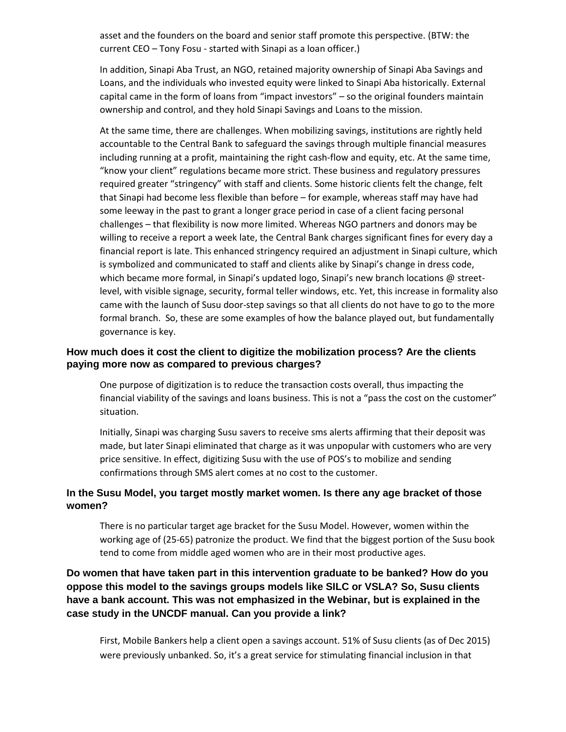asset and the founders on the board and senior staff promote this perspective. (BTW: the current CEO – Tony Fosu - started with Sinapi as a loan officer.)

In addition, Sinapi Aba Trust, an NGO, retained majority ownership of Sinapi Aba Savings and Loans, and the individuals who invested equity were linked to Sinapi Aba historically. External capital came in the form of loans from "impact investors" – so the original founders maintain ownership and control, and they hold Sinapi Savings and Loans to the mission.

At the same time, there are challenges. When mobilizing savings, institutions are rightly held accountable to the Central Bank to safeguard the savings through multiple financial measures including running at a profit, maintaining the right cash-flow and equity, etc. At the same time, "know your client" regulations became more strict. These business and regulatory pressures required greater "stringency" with staff and clients. Some historic clients felt the change, felt that Sinapi had become less flexible than before – for example, whereas staff may have had some leeway in the past to grant a longer grace period in case of a client facing personal challenges – that flexibility is now more limited. Whereas NGO partners and donors may be willing to receive a report a week late, the Central Bank charges significant fines for every day a financial report is late. This enhanced stringency required an adjustment in Sinapi culture, which is symbolized and communicated to staff and clients alike by Sinapi's change in dress code, which became more formal, in Sinapi's updated logo, Sinapi's new branch locations @ street-level, with visible signage, security, formal teller windows, etc. Yet, this increase in formality also came with the launch of Susu door-step savings so that all clients do not have to go to the more formal branch. So, these are some examples of how the balance played out, but fundamentally governance is key.

### How much does it cost the client to digitize the mobilization process? Are the clients paying more now as compared to previous charges?

One purpose of digitization is to reduce the transaction costs overall, thus impacting the financial viability of the savings and loans business. This is not a "pass the cost on the customer" situation.

Initially, Sinapi was charging Susu savers to receive sms alerts affirming that their deposit was made, but later Sinapi eliminated that charge as it was unpopular with customers who are very price sensitive. In effect, digitizing Susu with the use of POS's to mobilize and sending confirmations through SMS alert comes at no cost to the customer.

### In the Susu Model, you target mostly market women. Is there any age bracket of those women?

There is no particular target age bracket for the Susu Model. However, women within the working age of (25-65) patronize the product. We find that the biggest portion of the Susu book tend to come from middle aged women who are in their most productive ages.

### Do women that have taken part in this intervention graduate to be banked? How do you oppose this model to the savings groups models like SILC or VSLA? So, Susu clients have a bank account. This was not emphasized in the Webinar, but is explained in the case study in the UNCDF manual. Can you provide a link?

First, Mobile Bankers help a client open a savings account. 51% of Susu clients (as of Dec 2015) were previously unbanked. So, it's a great service for stimulating financial inclusion in that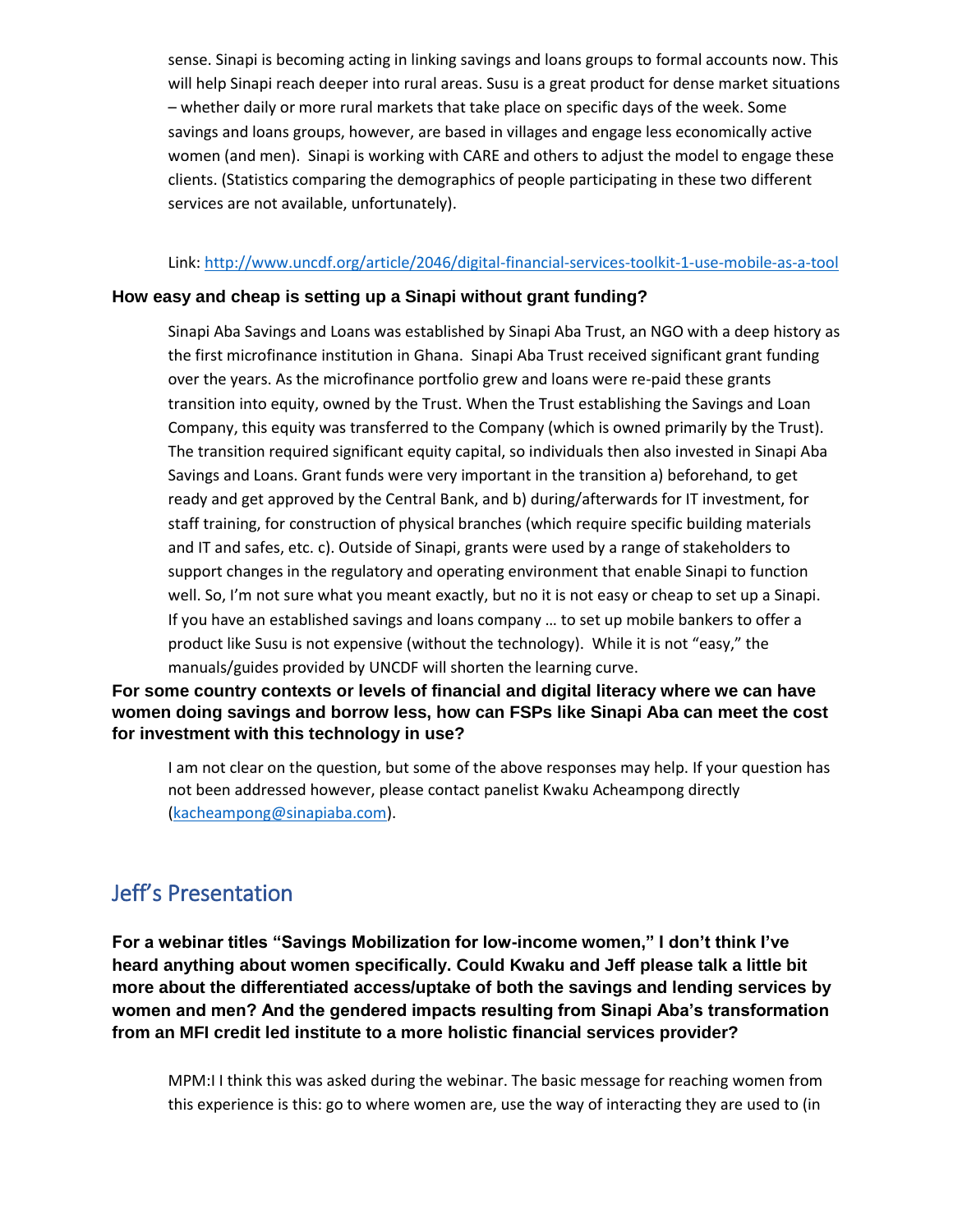sense. Sinapi is becoming acting in linking savings and loans groups to formal accounts now. This will help Sinapi reach deeper into rural areas. Susu is a great product for dense market situations – whether daily or more rural markets that take place on specific days of the week. Some savings and loans groups, however, are based in villages and engage less economically active women (and men). Sinapi is working with CARE and others to adjust the model to engage these clients. (Statistics comparing the demographics of people participating in these two different services are not available, unfortunately).

Link: http://www.uncdf.org/article/2046/digital-financial-services-toolkit-1-use-mobile-as-a-tool

**How easy and cheap is setting up a Sinapi without grant funding?**

Sinapi Aba Savings and Loans was established by Sinapi Aba Trust, an NGO with a deep history as the first microfinance institution in Ghana. Sinapi Aba Trust received significant grant funding over the years. As the microfinance portfolio grew and loans were re-paid these grants transition into equity, owned by the Trust. When the Trust establishing the Savings and Loan Company, this equity was transferred to the Company (which is owned primarily by the Trust). The transition required significant equity capital, so individuals then also invested in Sinapi Aba Savings and Loans. Grant funds were very important in the transition a) beforehand, to get ready and get approved by the Central Bank, and b) during/afterwards for IT investment, for staff training, for construction of physical branches (which require specific building materials and IT and safes, etc. c). Outside of Sinapi, grants were used by a range of stakeholders to support changes in the regulatory and operating environment that enable Sinapi to function well. So, I'm not sure what you meant exactly, but no it is not easy or cheap to set up a Sinapi. If you have an established savings and loans company … to set up mobile bankers to offer a product like Susu is not expensive (without the technology). While it is not "easy," the manuals/guides provided by UNCDF will shorten the learning curve.

**For some country contexts or levels of financial and digital literacy where we can have women doing savings and borrow less, how can FSPs like Sinapi Aba can meet the cost for investment with this technology in use?**

I am not clear on the question, but some of the above responses may help. If your question has not been addressed however, please contact panelist Kwaku Acheampong directly (kacheampong@sinapiaba.com).

## Jeff's Presentation

**For a webinar titles "Savings Mobilization for low-income women," I don't think I've heard anything about women specifically. Could Kwaku and Jeff please talk a little bit more about the differentiated access/uptake of both the savings and lending services by women and men? And the gendered impacts resulting from Sinapi Aba's transformation from an MFI credit led institute to a more holistic financial services provider?**

MPM:I I think this was asked during the webinar. The basic message for reaching women from this experience is this: go to where women are, use the way of interacting they are used to (in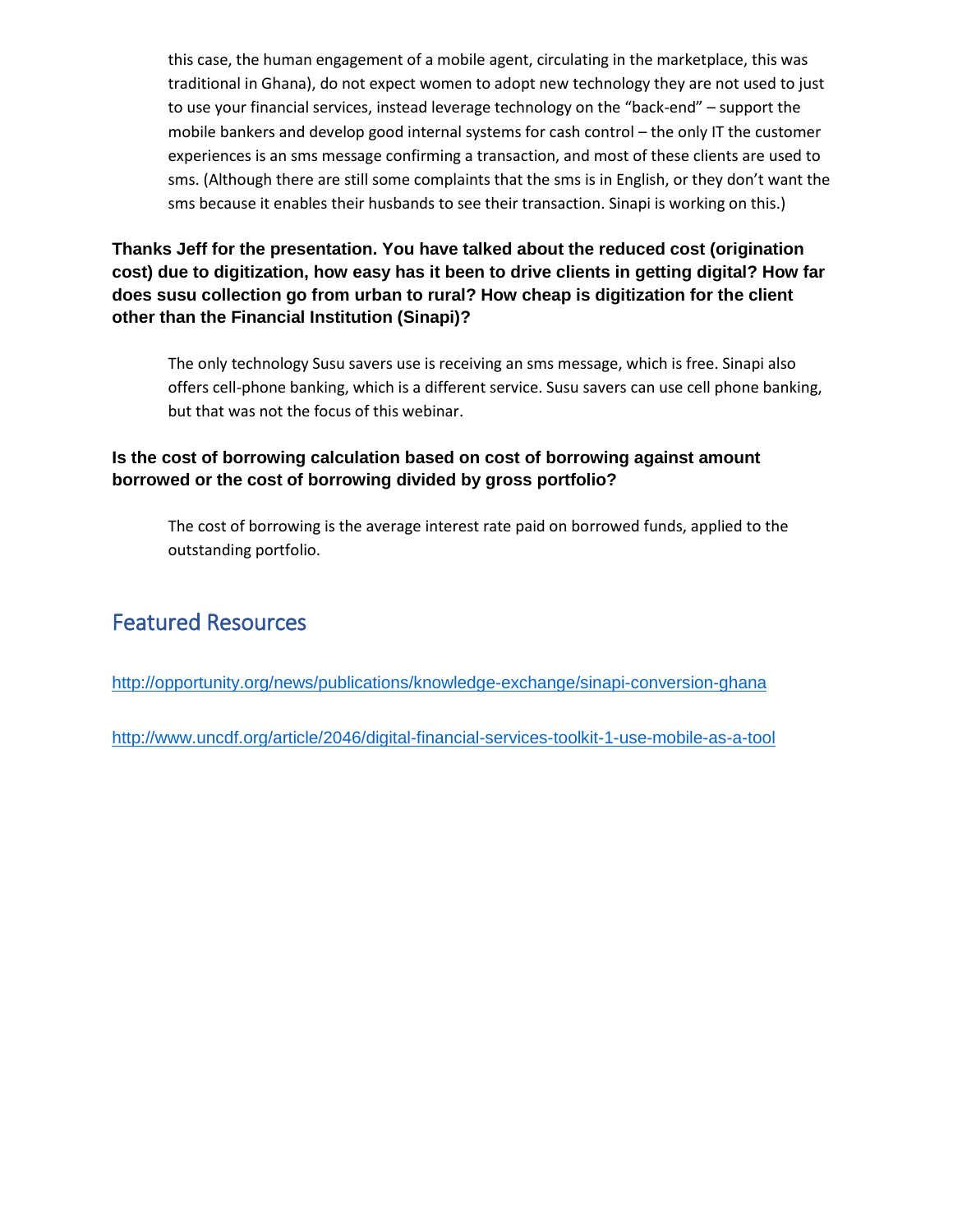this case, the human engagement of a mobile agent, circulating in the marketplace, this was traditional in Ghana), do not expect women to adopt new technology they are not used to just to use your financial services, instead leverage technology on the "back-end" – support the mobile bankers and develop good internal systems for cash control – the only IT the customer experiences is an sms message confirming a transaction, and most of these clients are used to sms. (Although there are still some complaints that the sms is in English, or they don't want the sms because it enables their husbands to see their transaction. Sinapi is working on this.)

**Thanks Jeff for the presentation. You have talked about the reduced cost (origination cost) due to digitization, how easy has it been to drive clients in getting digital? How far does susu collection go from urban to rural? How cheap is digitization for the client other than the Financial Institution (Sinapi)?**

The only technology Susu savers use is receiving an sms message, which is free. Sinapi also offers cell-phone banking, which is a different service. Susu savers can use cell phone banking, but that was not the focus of this webinar.

**Is the cost of borrowing calculation based on cost of borrowing against amount borrowed or the cost of borrowing divided by gross portfolio?**

The cost of borrowing is the average interest rate paid on borrowed funds, applied to the outstanding portfolio.

## Featured Resources

http://opportunity.org/news/publications/knowledge-exchange/sinapi-conversion-ghana

http://www.uncdf.org/article/2046/digital-financial-services-toolkit-1-use-mobile-as-a-tool